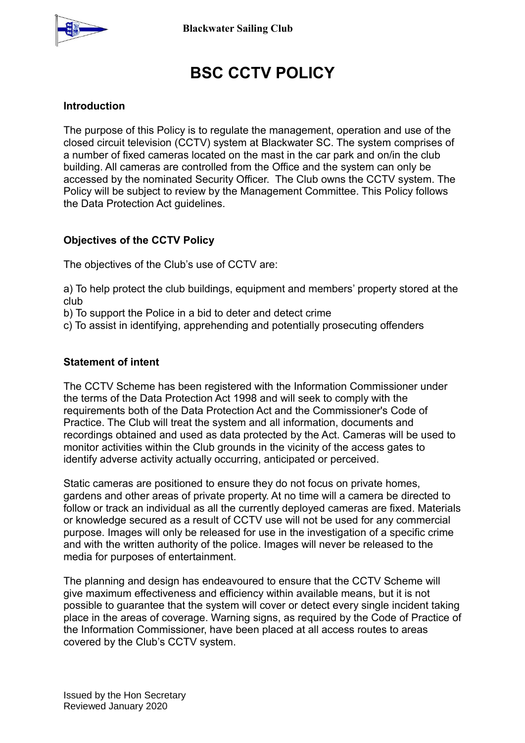# BSC CCTV POLICY

## Introduction

The purpose of this Policy is to regulate the management, operation and use of the closed circuit television (CCTV) system at Blackwater SC. The system comprises of a number of fixed cameras located on the mast in the car park and on/in the club building. All cameras are controlled from the Office and the system can only be accessed by the nominated Security Officer. The Club owns the CCTV system. The Policy will be subject to review by the Management Committee. This Policy follows the Data Protection Act guidelines.

## Objectives of the CCTV Policy

The objectives of the Club's use of CCTV are:

a) To help protect the club buildings, equipment and members' property stored at the club
b) To support the Police in a bid to deter and detect crime
c) To assist in identifying, apprehending and potentially prosecuting offenders

## Statement of intent

The CCTV Scheme has been registered with the Information Commissioner under the terms of the Data Protection Act 1998 and will seek to comply with the requirements both of the Data Protection Act and the Commissioner's Code of Practice. The Club will treat the system and all information, documents and recordings obtained and used as data protected by the Act. Cameras will be used to monitor activities within the Club grounds in the vicinity of the access gates to identify adverse activity actually occurring, anticipated or perceived.

Static cameras are positioned to ensure they do not focus on private homes, gardens and other areas of private property. At no time will a camera be directed to follow or track an individual as all the currently deployed cameras are fixed. Materials or knowledge secured as a result of CCTV use will not be used for any commercial purpose. Images will only be released for use in the investigation of a specific crime and with the written authority of the police. Images will never be released to the media for purposes of entertainment.

The planning and design has endeavoured to ensure that the CCTV Scheme will give maximum effectiveness and efficiency within available means, but it is not possible to guarantee that the system will cover or detect every single incident taking place in the areas of coverage. Warning signs, as required by the Code of Practice of the Information Commissioner, have been placed at all access routes to areas covered by the Club's CCTV system.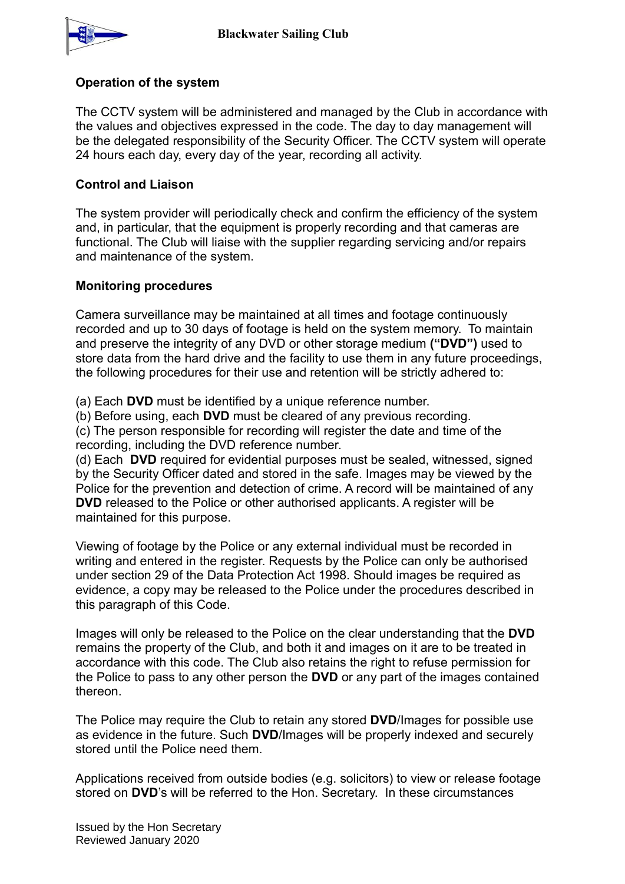**Operation of the system**

The CCTV system will be administered and managed by the Club in accordance with the values and objectives expressed in the code. The day to day management will be the delegated responsibility of the Security Officer. The CCTV system will operate 24 hours each day, every day of the year, recording all activity.

**Control and Liaison**

The system provider will periodically check and confirm the efficiency of the system and, in particular, that the equipment is properly recording and that cameras are functional. The Club will liaise with the supplier regarding servicing and/or repairs and maintenance of the system.

**Monitoring procedures**

Camera surveillance may be maintained at all times and footage continuously recorded and up to 30 days of footage is held on the system memory. To maintain and preserve the integrity of any DVD or other storage medium **("DVD")** used to store data from the hard drive and the facility to use them in any future proceedings, the following procedures for their use and retention will be strictly adhered to:

(a) Each **DVD** must be identified by a unique reference number.
(b) Before using, each **DVD** must be cleared of any previous recording.
(c) The person responsible for recording will register the date and time of the recording, including the DVD reference number.
(d) Each **DVD** required for evidential purposes must be sealed, witnessed, signed by the Security Officer dated and stored in the safe. Images may be viewed by the Police for the prevention and detection of crime. A record will be maintained of any **DVD** released to the Police or other authorised applicants. A register will be maintained for this purpose.

Viewing of footage by the Police or any external individual must be recorded in writing and entered in the register. Requests by the Police can only be authorised under section 29 of the Data Protection Act 1998. Should images be required as evidence, a copy may be released to the Police under the procedures described in this paragraph of this Code.

Images will only be released to the Police on the clear understanding that the **DVD** remains the property of the Club, and both it and images on it are to be treated in accordance with this code. The Club also retains the right to refuse permission for the Police to pass to any other person the **DVD** or any part of the images contained thereon.

The Police may require the Club to retain any stored **DVD**/Images for possible use as evidence in the future. Such **DVD**/Images will be properly indexed and securely stored until the Police need them.

Applications received from outside bodies (e.g. solicitors) to view or release footage stored on **DVD**'s will be referred to the Hon. Secretary. In these circumstances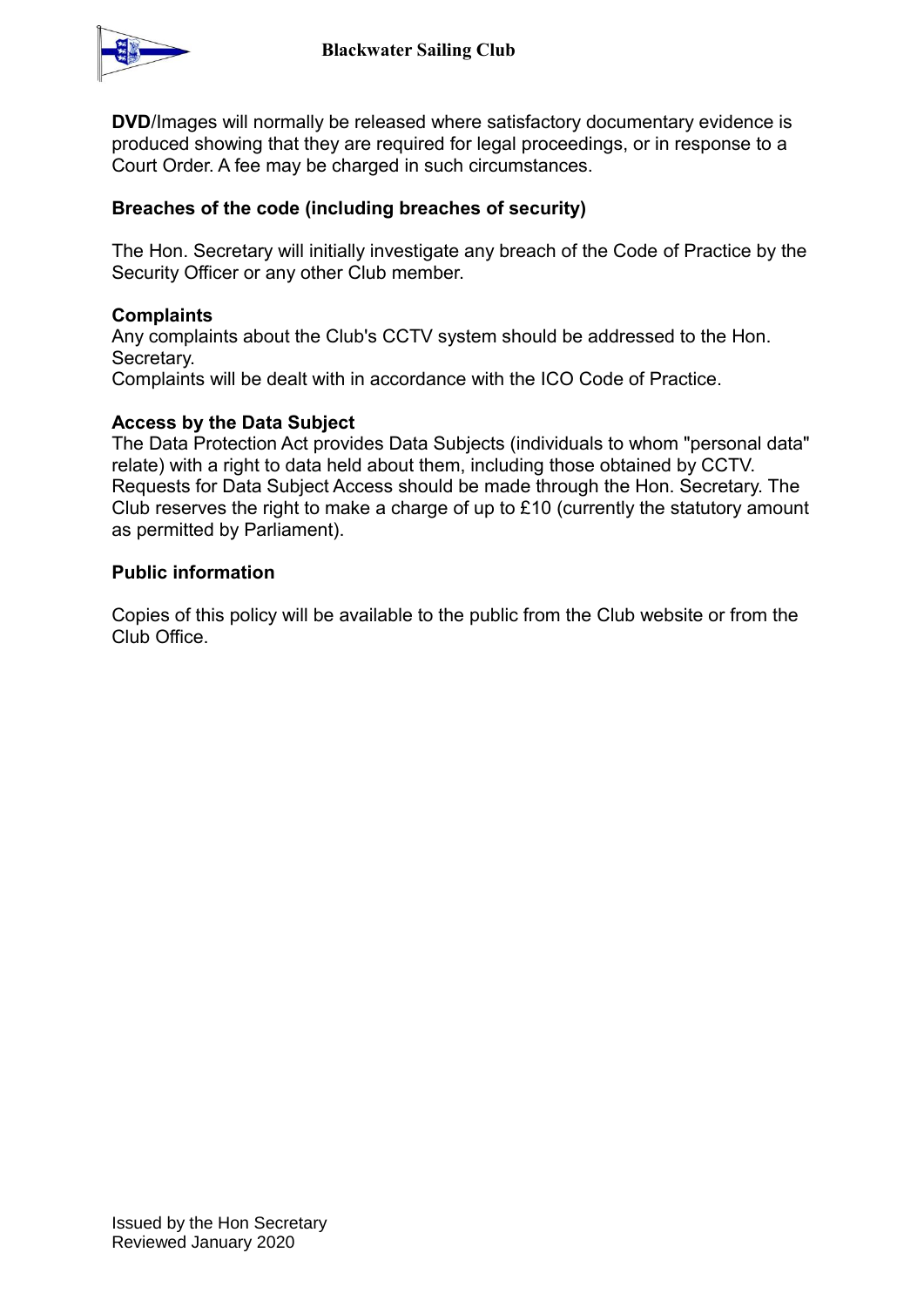**DVD**/Images will normally be released where satisfactory documentary evidence is produced showing that they are required for legal proceedings, or in response to a Court Order. A fee may be charged in such circumstances.

**Breaches of the code (including breaches of security)**

The Hon. Secretary will initially investigate any breach of the Code of Practice by the Security Officer or any other Club member.

**Complaints**

Any complaints about the Club's CCTV system should be addressed to the Hon. Secretary.
Complaints will be dealt with in accordance with the ICO Code of Practice.

**Access by the Data Subject**

The Data Protection Act provides Data Subjects (individuals to whom "personal data" relate) with a right to data held about them, including those obtained by CCTV. Requests for Data Subject Access should be made through the Hon. Secretary. The Club reserves the right to make a charge of up to £10 (currently the statutory amount as permitted by Parliament).

**Public information**

Copies of this policy will be available to the public from the Club website or from the Club Office.

Issued by the Hon Secretary
Reviewed January 2020